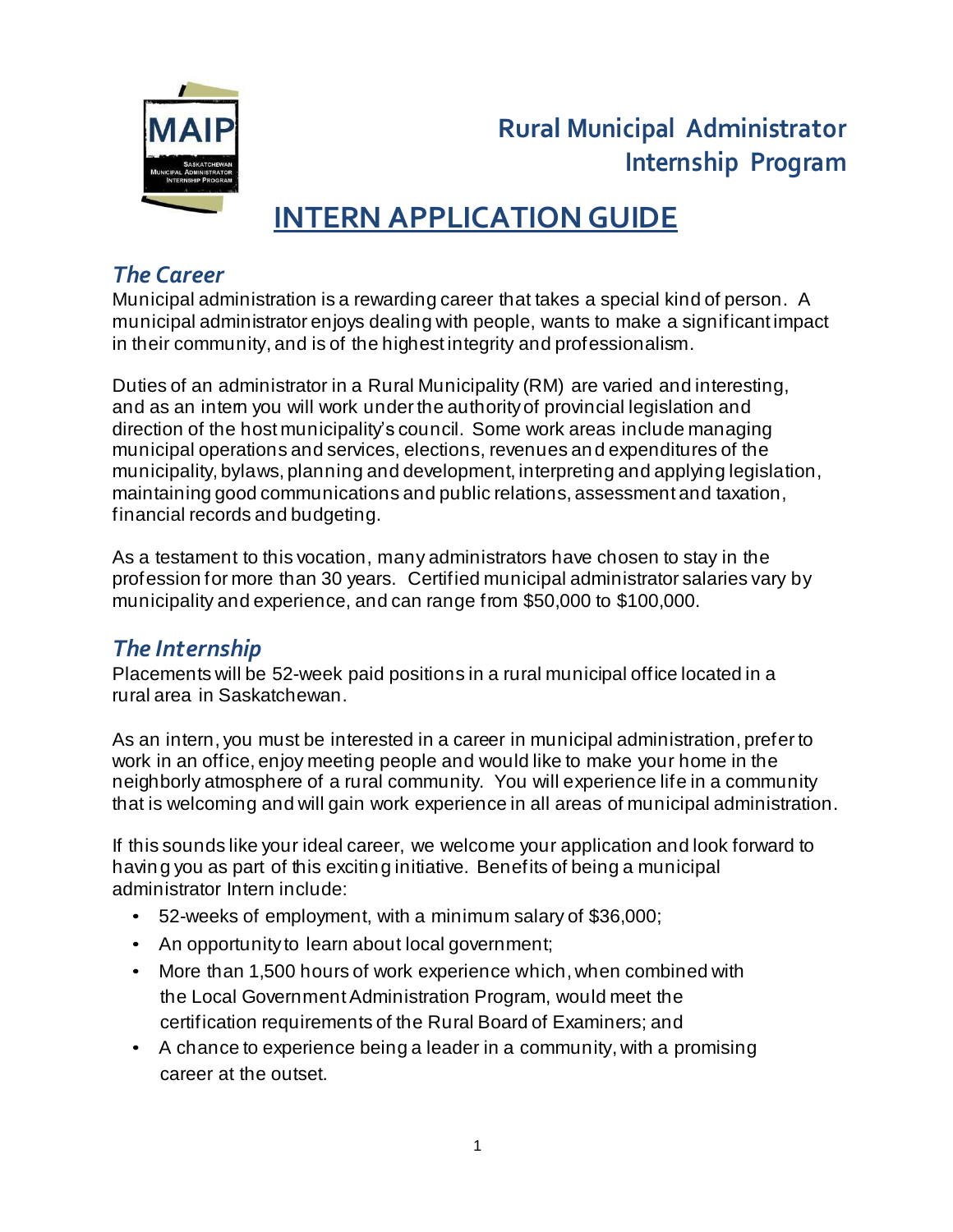MAIP
Saskatchewan Municipal Administrator Internship Program

# Rural Municipal Administrator Internship Program

# INTERN APPLICATION GUIDE

## *The Career*

Municipal administration is a rewarding career that takes a special kind of person. A municipal administrator enjoys dealing with people, wants to make a significant impact in their community, and is of the highest integrity and professionalism.

Duties of an administrator in a Rural Municipality (RM) are varied and interesting, and as an intern you will work under the authority of provincial legislation and direction of the host municipality's council. Some work areas include managing municipal operations and services, elections, revenues and expenditures of the municipality, bylaws, planning and development, interpreting and applying legislation, maintaining good communications and public relations, assessment and taxation, financial records and budgeting.

As a testament to this vocation, many administrators have chosen to stay in the profession for more than 30 years. Certified municipal administrator salaries vary by municipality and experience, and can range from $50,000 to $100,000.

## *The Internship*

Placements will be 52-week paid positions in a rural municipal office located in a rural area in Saskatchewan.

As an intern, you must be interested in a career in municipal administration, prefer to work in an office, enjoy meeting people and would like to make your home in the neighborly atmosphere of a rural community. You will experience life in a community that is welcoming and will gain work experience in all areas of municipal administration.

If this sounds like your ideal career, we welcome your application and look forward to having you as part of this exciting initiative. Benefits of being a municipal administrator Intern include:

- 52-weeks of employment, with a minimum salary of $36,000;
- An opportunity to learn about local government;
- More than 1,500 hours of work experience which, when combined with the Local Government Administration Program, would meet the certification requirements of the Rural Board of Examiners; and
- A chance to experience being a leader in a community, with a promising career at the outset.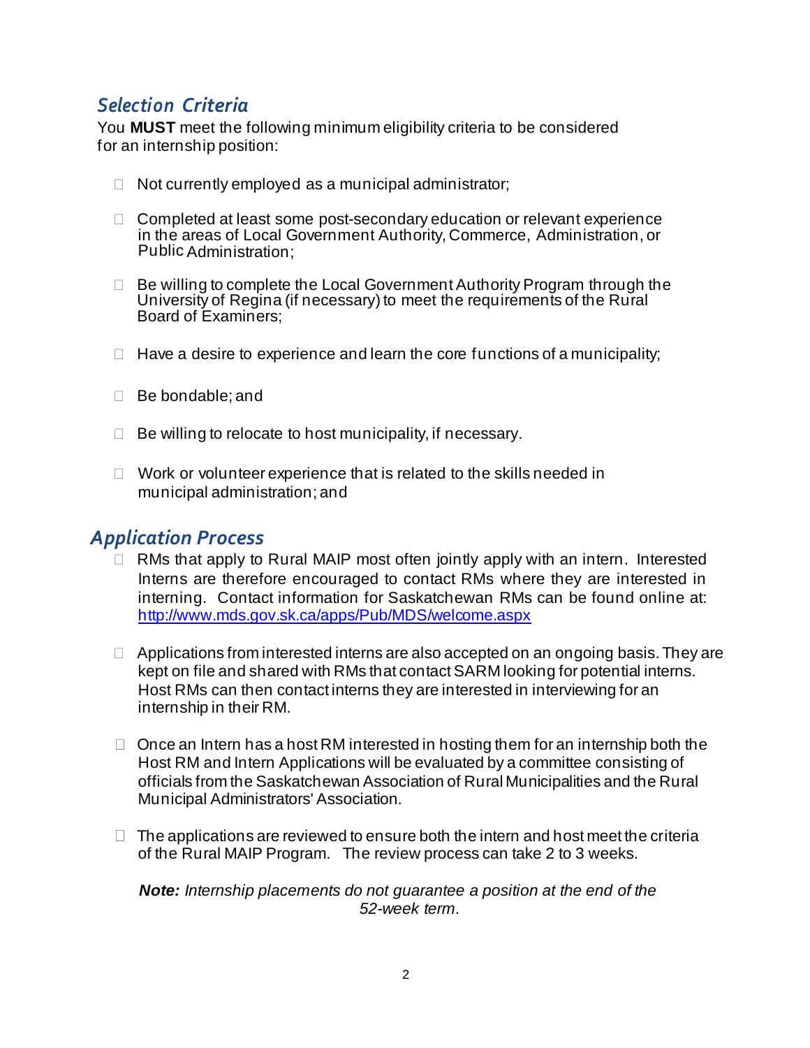## *Selection Criteria*

You **MUST** meet the following minimum eligibility criteria to be considered for an internship position:

- Not currently employed as a municipal administrator;
- Completed at least some post-secondary education or relevant experience in the areas of Local Government Authority, Commerce, Administration, or Public Administration;
- Be willing to complete the Local Government Authority Program through the University of Regina (if necessary) to meet the requirements of the Rural Board of Examiners;
- Have a desire to experience and learn the core functions of a municipality;
- Be bondable; and
- Be willing to relocate to host municipality, if necessary.
- Work or volunteer experience that is related to the skills needed in municipal administration; and

## *Application Process*

- RMs that apply to Rural MAIP most often jointly apply with an intern. Interested Interns are therefore encouraged to contact RMs where they are interested in interning. Contact information for Saskatchewan RMs can be found online at: http://www.mds.gov.sk.ca/apps/Pub/MDS/welcome.aspx
- Applications from interested interns are also accepted on an ongoing basis. They are kept on file and shared with RMs that contact SARM looking for potential interns. Host RMs can then contact interns they are interested in interviewing for an internship in their RM.
- Once an Intern has a host RM interested in hosting them for an internship both the Host RM and Intern Applications will be evaluated by a committee consisting of officials from the Saskatchewan Association of Rural Municipalities and the Rural Municipal Administrators' Association.
- The applications are reviewed to ensure both the intern and host meet the criteria of the Rural MAIP Program. The review process can take 2 to 3 weeks.

***Note:*** *Internship placements do not guarantee a position at the end of the 52-week term.*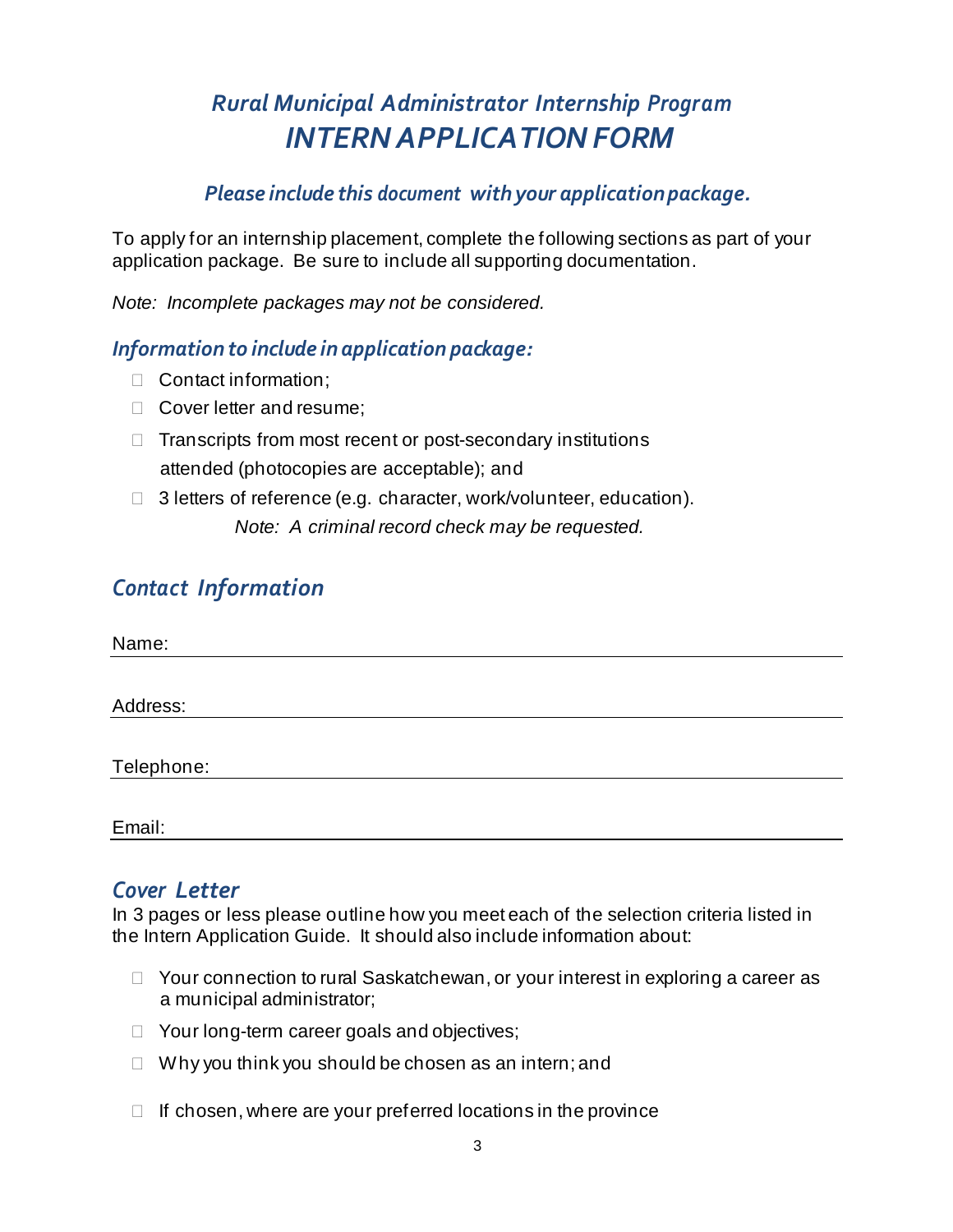# *Rural Municipal Administrator Internship Program*
# *INTERN APPLICATION FORM*

### *Please include this document with your application package.*

To apply for an internship placement, complete the following sections as part of your application package. Be sure to include all supporting documentation.

*Note: Incomplete packages may not be considered.*

### *Information to include in application package:*

- ☐ Contact information;
- ☐ Cover letter and resume;
- ☐ Transcripts from most recent or post-secondary institutions attended (photocopies are acceptable); and
- ☐ 3 letters of reference (e.g. character, work/volunteer, education).

  *Note: A criminal record check may be requested.*

## *Contact Information*

Name: ______________________________________________

Address: ______________________________________________

Telephone: ______________________________________________

Email: ______________________________________________

## *Cover Letter*

In 3 pages or less please outline how you meet each of the selection criteria listed in the Intern Application Guide. It should also include information about:

- ☐ Your connection to rural Saskatchewan, or your interest in exploring a career as a municipal administrator;
- ☐ Your long-term career goals and objectives;
- ☐ Why you think you should be chosen as an intern; and
- ☐ If chosen, where are your preferred locations in the province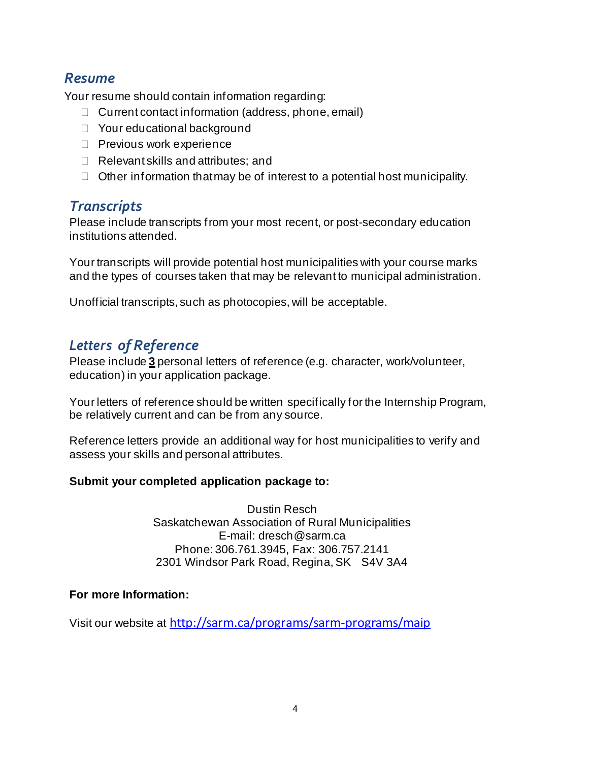## *Resume*

Your resume should contain information regarding:

- Current contact information (address, phone, email)
- Your educational background
- Previous work experience
- Relevant skills and attributes; and
- Other information that may be of interest to a potential host municipality.

## *Transcripts*

Please include transcripts from your most recent, or post-secondary education institutions attended.

Your transcripts will provide potential host municipalities with your course marks and the types of courses taken that may be relevant to municipal administration.

Unofficial transcripts, such as photocopies, will be acceptable.

## *Letters of Reference*

Please include **3** personal letters of reference (e.g. character, work/volunteer, education) in your application package.

Your letters of reference should be written specifically for the Internship Program, be relatively current and can be from any source.

Reference letters provide an additional way for host municipalities to verify and assess your skills and personal attributes.

**Submit your completed application package to:**

Dustin Resch
Saskatchewan Association of Rural Municipalities
E-mail: dresch@sarm.ca
Phone: 306.761.3945, Fax: 306.757.2141
2301 Windsor Park Road, Regina, SK S4V 3A4

**For more Information:**

Visit our website at http://sarm.ca/programs/sarm-programs/maip